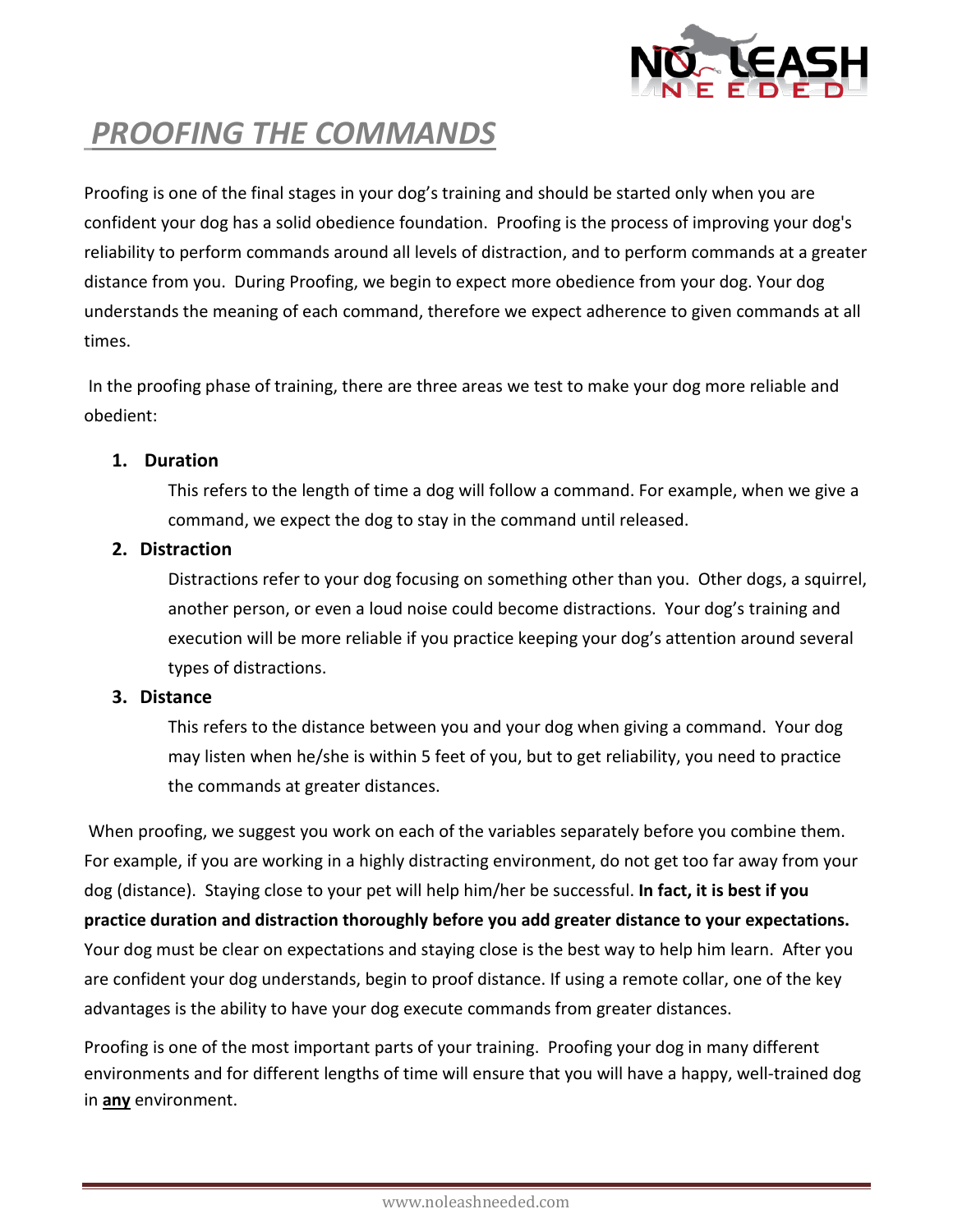# *PROOFING THE COMMANDS*

Proofing is one of the final stages in your dog's training and should be started only when you are confident your dog has a solid obedience foundation. Proofing is the process of improving your dog's reliability to perform commands around all levels of distraction, and to perform commands at a greater distance from you. During Proofing, we begin to expect more obedience from your dog. Your dog understands the meaning of each command, therefore we expect adherence to given commands at all times.

In the proofing phase of training, there are three areas we test to make your dog more reliable and obedient:

1. **Duration**

   This refers to the length of time a dog will follow a command. For example, when we give a command, we expect the dog to stay in the command until released.

2. **Distraction**

   Distractions refer to your dog focusing on something other than you. Other dogs, a squirrel, another person, or even a loud noise could become distractions. Your dog's training and execution will be more reliable if you practice keeping your dog's attention around several types of distractions.

3. **Distance**

   This refers to the distance between you and your dog when giving a command. Your dog may listen when he/she is within 5 feet of you, but to get reliability, you need to practice the commands at greater distances.

When proofing, we suggest you work on each of the variables separately before you combine them. For example, if you are working in a highly distracting environment, do not get too far away from your dog (distance). Staying close to your pet will help him/her be successful. **In fact, it is best if you practice duration and distraction thoroughly before you add greater distance to your expectations.** Your dog must be clear on expectations and staying close is the best way to help him learn. After you are confident your dog understands, begin to proof distance. If using a remote collar, one of the key advantages is the ability to have your dog execute commands from greater distances.

Proofing is one of the most important parts of your training. Proofing your dog in many different environments and for different lengths of time will ensure that you will have a happy, well-trained dog in **any** environment.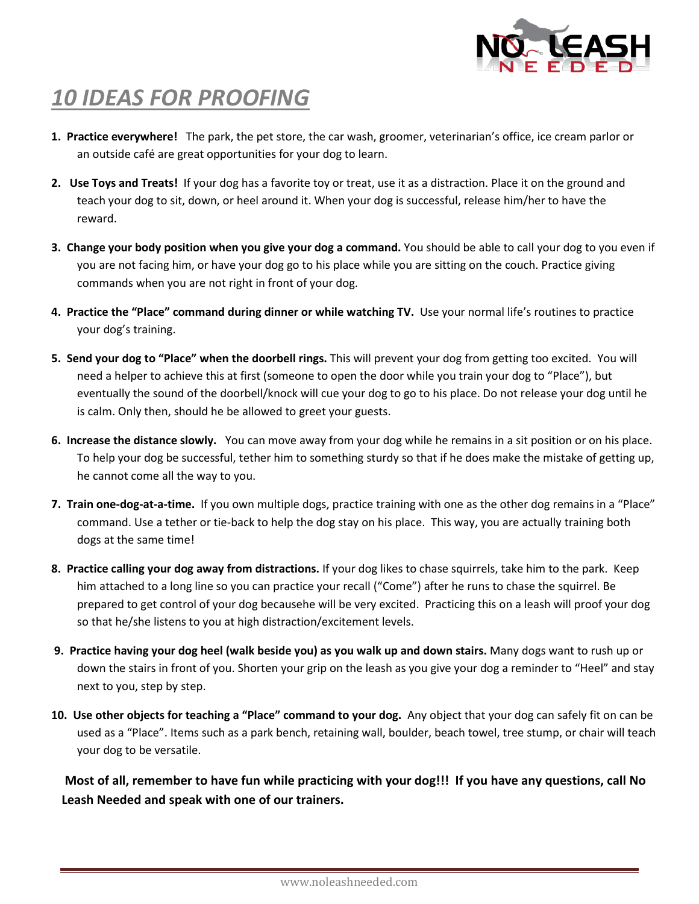# *10 IDEAS FOR PROOFING*

1. **Practice everywhere!** The park, the pet store, the car wash, groomer, veterinarian's office, ice cream parlor or an outside café are great opportunities for your dog to learn.

2. **Use Toys and Treats!** If your dog has a favorite toy or treat, use it as a distraction. Place it on the ground and teach your dog to sit, down, or heel around it. When your dog is successful, release him/her to have the reward.

3. **Change your body position when you give your dog a command.** You should be able to call your dog to you even if you are not facing him, or have your dog go to his place while you are sitting on the couch. Practice giving commands when you are not right in front of your dog.

4. **Practice the "Place" command during dinner or while watching TV.** Use your normal life's routines to practice your dog's training.

5. **Send your dog to "Place" when the doorbell rings.** This will prevent your dog from getting too excited. You will need a helper to achieve this at first (someone to open the door while you train your dog to "Place"), but eventually the sound of the doorbell/knock will cue your dog to go to his place. Do not release your dog until he is calm. Only then, should he be allowed to greet your guests.

6. **Increase the distance slowly.** You can move away from your dog while he remains in a sit position or on his place. To help your dog be successful, tether him to something sturdy so that if he does make the mistake of getting up, he cannot come all the way to you.

7. **Train one-dog-at-a-time.** If you own multiple dogs, practice training with one as the other dog remains in a "Place" command. Use a tether or tie-back to help the dog stay on his place. This way, you are actually training both dogs at the same time!

8. **Practice calling your dog away from distractions.** If your dog likes to chase squirrels, take him to the park. Keep him attached to a long line so you can practice your recall ("Come") after he runs to chase the squirrel. Be prepared to get control of your dog becausehe will be very excited. Practicing this on a leash will proof your dog so that he/she listens to you at high distraction/excitement levels.

9. **Practice having your dog heel (walk beside you) as you walk up and down stairs.** Many dogs want to rush up or down the stairs in front of you. Shorten your grip on the leash as you give your dog a reminder to "Heel" and stay next to you, step by step.

10. **Use other objects for teaching a "Place" command to your dog.** Any object that your dog can safely fit on can be used as a "Place". Items such as a park bench, retaining wall, boulder, beach towel, tree stump, or chair will teach your dog to be versatile.

**Most of all, remember to have fun while practicing with your dog!!! If you have any questions, call No Leash Needed and speak with one of our trainers.**